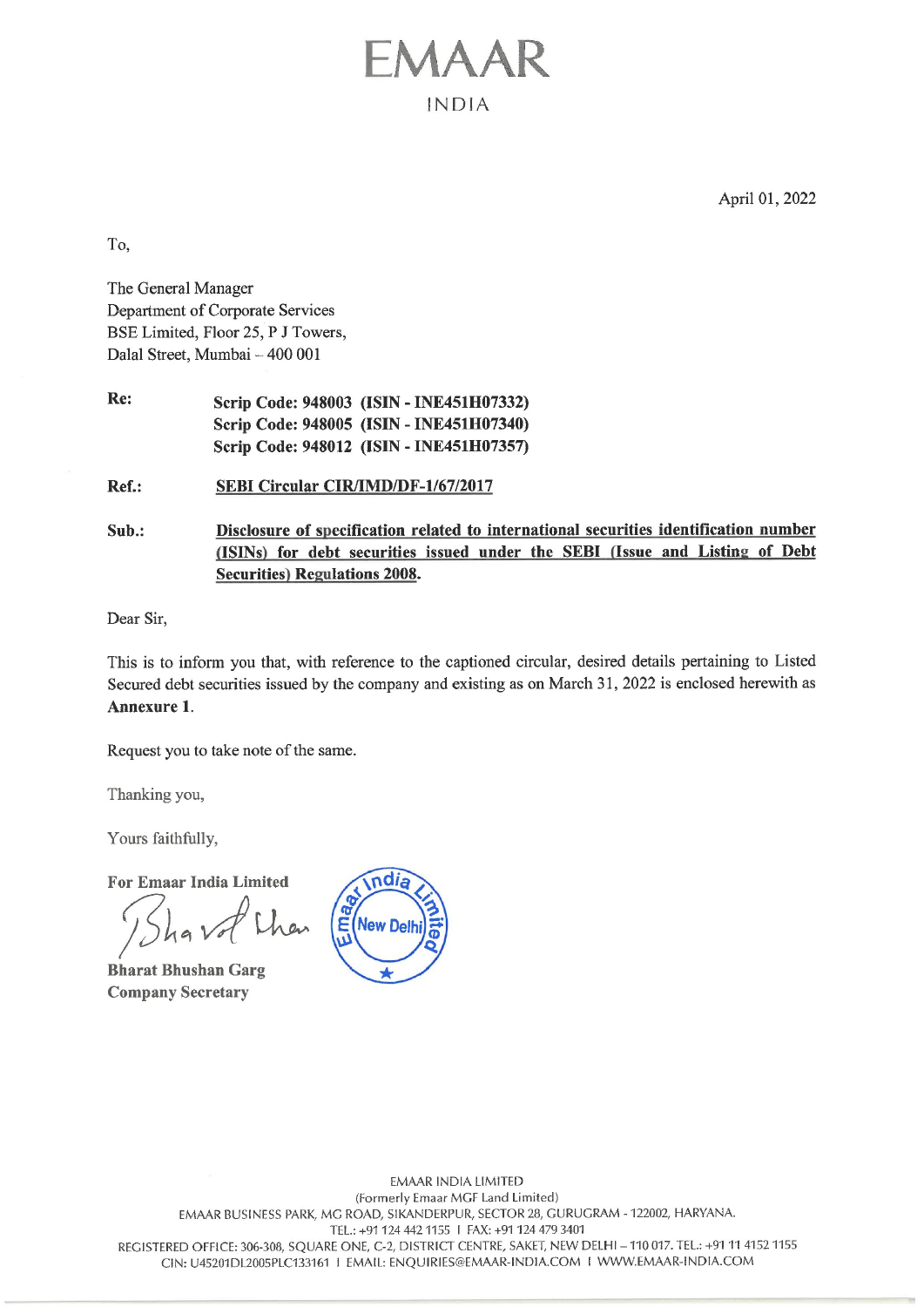# EMAAR

INDIA

April 01, 2022

To,

The General Manager
Department of Corporate Services
BSE Limited, Floor 25, P J Towers,
Dalal Street, Mumbai – 400 001

**Re:** **Scrip Code: 948003 (ISIN - INE451H07332)**
**Scrip Code: 948005 (ISIN - INE451H07340)**
**Scrip Code: 948012 (ISIN - INE451H07357)**

**Ref.:** **SEBI Circular CIR/IMD/DF-1/67/2017**

**Sub.:** **Disclosure of specification related to international securities identification number (ISINs) for debt securities issued under the SEBI (Issue and Listing of Debt Securities) Regulations 2008.**

Dear Sir,

This is to inform you that, with reference to the captioned circular, desired details pertaining to Listed Secured debt securities issued by the company and existing as on March 31, 2022 is enclosed herewith as **Annexure 1**.

Request you to take note of the same.

Thanking you,

Yours faithfully,

**For Emaar India Limited**

**Bharat Bhushan Garg**
**Company Secretary**

EMAAR INDIA LIMITED
(Formerly Emaar MGF Land Limited)
EMAAR BUSINESS PARK, MG ROAD, SIKANDERPUR, SECTOR 28, GURUGRAM - 122002, HARYANA.
TEL.: +91 124 442 1155 | FAX: +91 124 479 3401
REGISTERED OFFICE: 306-308, SQUARE ONE, C-2, DISTRICT CENTRE, SAKET, NEW DELHI – 110 017. TEL.: +91 11 4152 1155
CIN: U45201DL2005PLC133161 | EMAIL: ENQUIRIES@EMAAR-INDIA.COM | WWW.EMAAR-INDIA.COM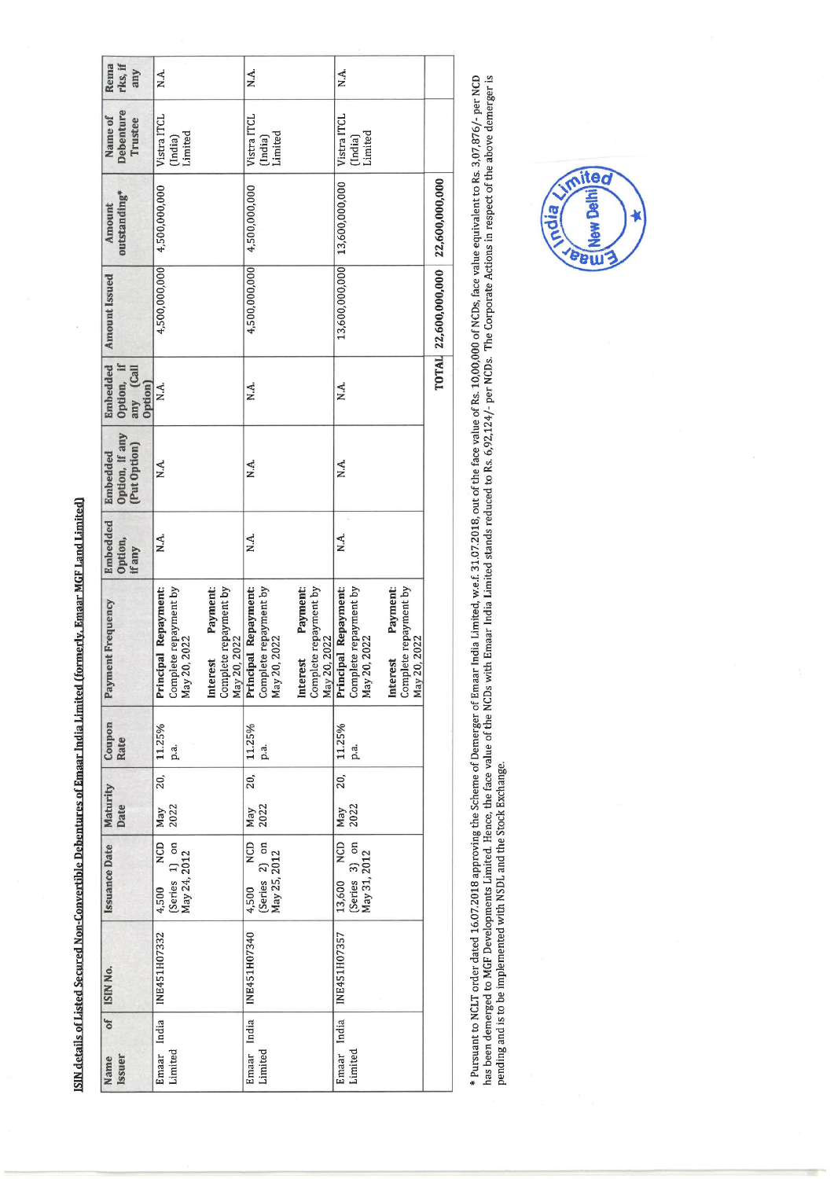**ISIN details of Listed Secured Non-Convertible Debentures of Emaar India Limited (formerly, Emaar MGF Land Limited)**

| Name of Issuer | ISIN No. | Issuance Date | Maturity Date | Coupon Rate | Payment Frequency | Embedded Option, if any | Embedded Option, if any (Put Option) | Embedded Option, if any (Call Option) | Amount Issued | Amount outstanding* | Name of Debenture Trustee | Remarks, if any |
|---|---|---|---|---|---|---|---|---|---|---|---|---|
| Emaar India Limited | INE451H07332 | 4,500 NCD (Series 1) on May 24, 2012 | May 20, 2022 | 11.25% p.a. | **Principal Repayment**: Complete repayment by May 20, 2022<br><br>**Interest Payment**: Complete repayment by May 20, 2022 | N.A. | N.A. | N.A. | 4,500,000,000 | 4,500,000,000 | Vistra ITCL (India) Limited | N.A. |
| Emaar India Limited | INE451H07340 | 4,500 NCD (Series 2) on May 25, 2012 | May 20, 2022 | 11.25% p.a. | **Principal Repayment**: Complete repayment by May 20, 2022<br><br>**Interest Payment**: Complete repayment by May 20, 2022 | N.A. | N.A. | N.A. | 4,500,000,000 | 4,500,000,000 | Vistra ITCL (India) Limited | N.A. |
| Emaar India Limited | INE451H07357 | 13,600 NCD (Series 3) on May 31, 2012 | May 20, 2022 | 11.25% p.a. | **Principal Repayment**: Complete repayment by May 20, 2022<br><br>**Interest Payment**: Complete repayment by May 20, 2022 | N.A. | N.A. | N.A. | 13,600,000,000 | 13,600,000,000 | Vistra ITCL (India) Limited | N.A. |
| | | | | | | | | **TOTAL** | **22,600,000,000** | **22,600,000,000** | | |

\* Pursuant to NCLT order dated 16.07.2018 approving the Scheme of Demerger of Emaar India Limited, w.e.f. 31.07.2018, out of the face value of Rs. 10,00,000 of NCDs, face value equivalent to Rs. 3,07,876/- per NCD has been demerged to MGF Developments Limited. Hence, the face value of the NCDs with Emaar India Limited stands reduced to Rs. 6,92,124/- per NCDs. The Corporate Actions in respect of the above demerger is pending and is to be implemented with NSDL and the Stock Exchange.